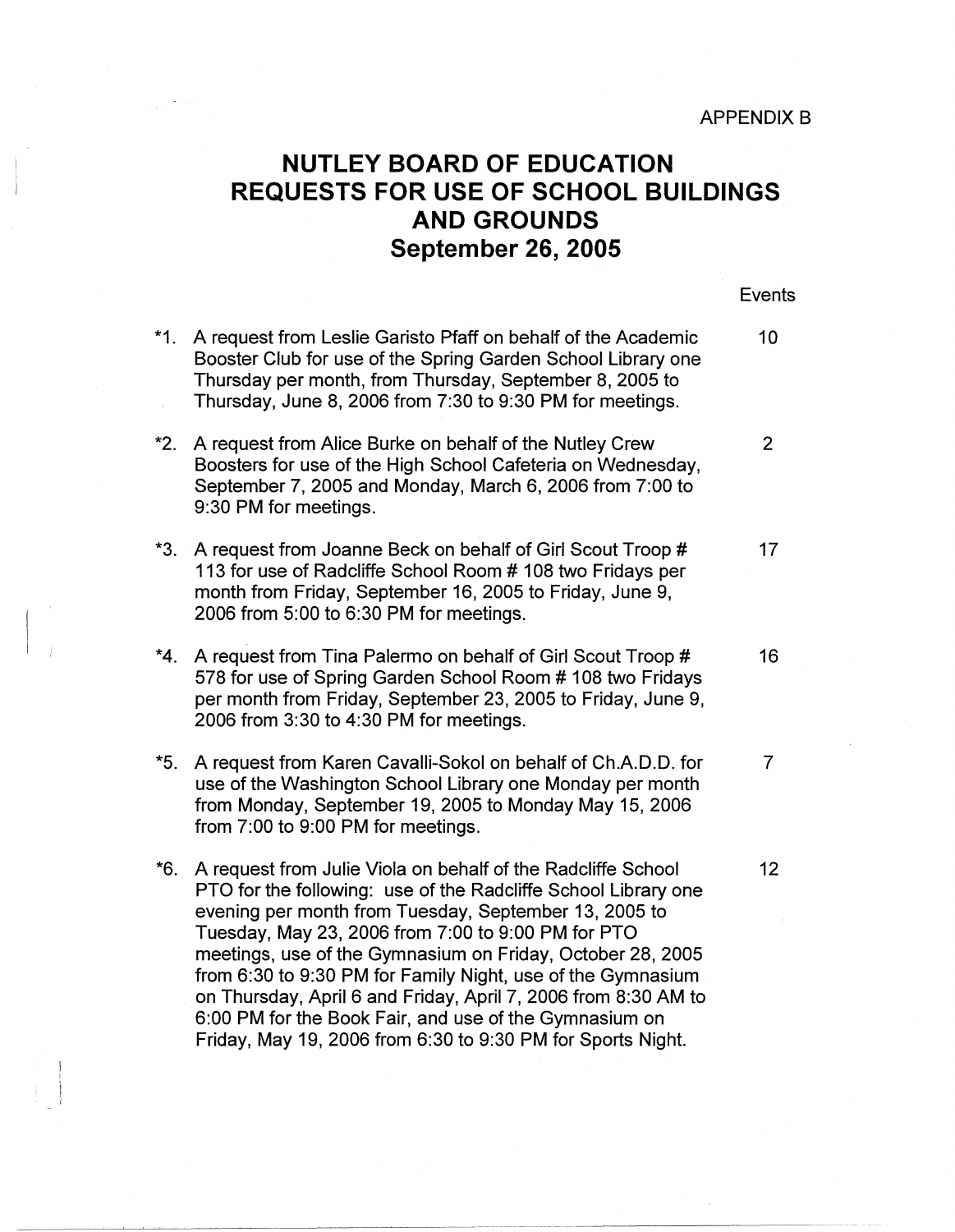APPENDIX B

# NUTLEY BOARD OF EDUCATION
# REQUESTS FOR USE OF SCHOOL BUILDINGS AND GROUNDS
# September 26, 2005

| | | Events |
|---|---|---|
| *1. | A request from Leslie Garisto Pfaff on behalf of the Academic Booster Club for use of the Spring Garden School Library one Thursday per month, from Thursday, September 8, 2005 to Thursday, June 8, 2006 from 7:30 to 9:30 PM for meetings. | 10 |
| *2. | A request from Alice Burke on behalf of the Nutley Crew Boosters for use of the High School Cafeteria on Wednesday, September 7, 2005 and Monday, March 6, 2006 from 7:00 to 9:30 PM for meetings. | 2 |
| *3. | A request from Joanne Beck on behalf of Girl Scout Troop # 113 for use of Radcliffe School Room # 108 two Fridays per month from Friday, September 16, 2005 to Friday, June 9, 2006 from 5:00 to 6:30 PM for meetings. | 17 |
| *4. | A request from Tina Palermo on behalf of Girl Scout Troop # 578 for use of Spring Garden School Room # 108 two Fridays per month from Friday, September 23, 2005 to Friday, June 9, 2006 from 3:30 to 4:30 PM for meetings. | 16 |
| *5. | A request from Karen Cavalli-Sokol on behalf of Ch.A.D.D. for use of the Washington School Library one Monday per month from Monday, September 19, 2005 to Monday May 15, 2006 from 7:00 to 9:00 PM for meetings. | 7 |
| *6. | A request from Julie Viola on behalf of the Radcliffe School PTO for the following: use of the Radcliffe School Library one evening per month from Tuesday, September 13, 2005 to Tuesday, May 23, 2006 from 7:00 to 9:00 PM for PTO meetings, use of the Gymnasium on Friday, October 28, 2005 from 6:30 to 9:30 PM for Family Night, use of the Gymnasium on Thursday, April 6 and Friday, April 7, 2006 from 8:30 AM to 6:00 PM for the Book Fair, and use of the Gymnasium on Friday, May 19, 2006 from 6:30 to 9:30 PM for Sports Night. | 12 |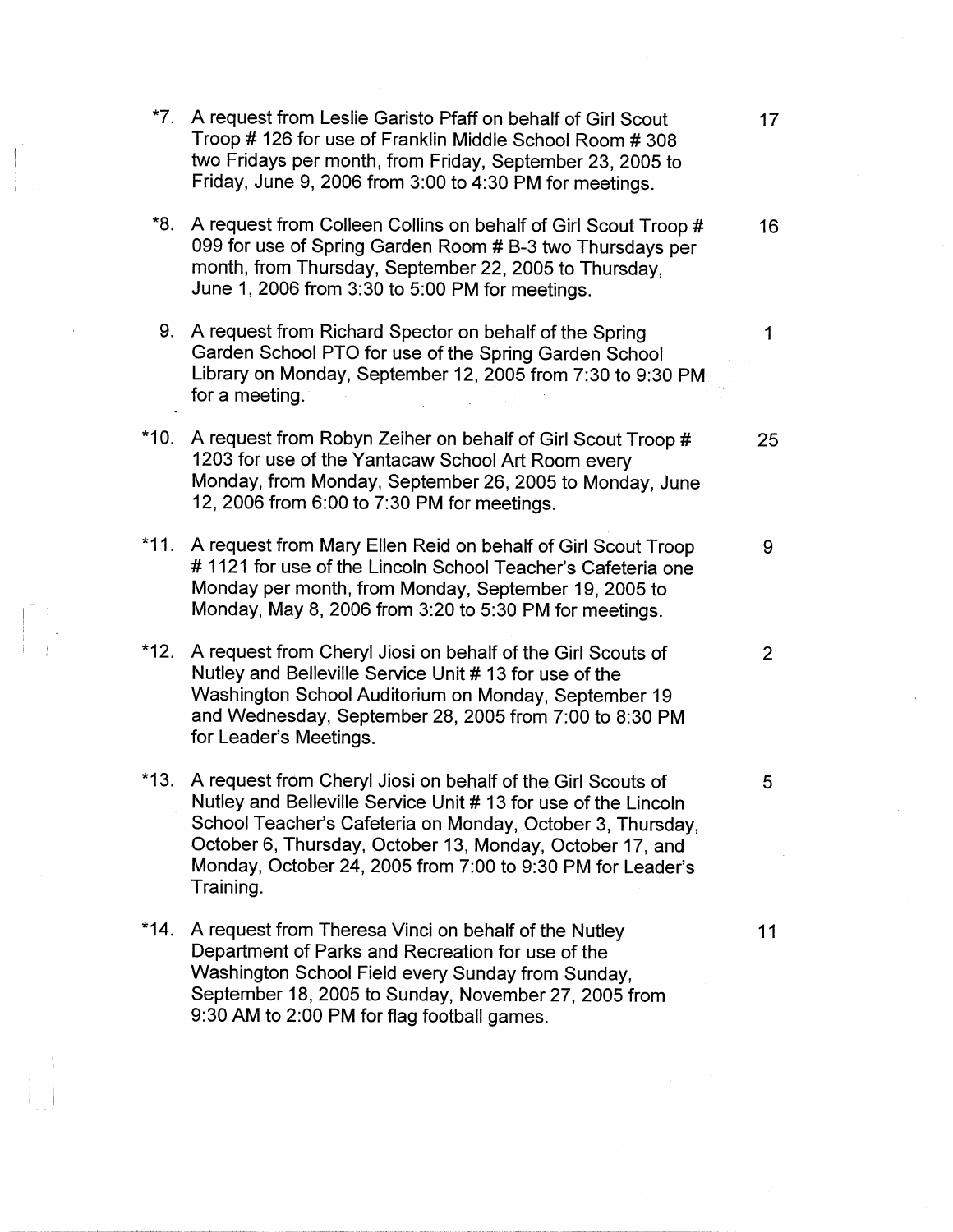*7. A request from Leslie Garisto Pfaff on behalf of Girl Scout Troop # 126 for use of Franklin Middle School Room # 308 two Fridays per month, from Friday, September 23, 2005 to Friday, June 9, 2006 from 3:00 to 4:30 PM for meetings. 17

*8. A request from Colleen Collins on behalf of Girl Scout Troop # 099 for use of Spring Garden Room # B-3 two Thursdays per month, from Thursday, September 22, 2005 to Thursday, June 1, 2006 from 3:30 to 5:00 PM for meetings. 16

9. A request from Richard Spector on behalf of the Spring Garden School PTO for use of the Spring Garden School Library on Monday, September 12, 2005 from 7:30 to 9:30 PM for a meeting. 1

*10. A request from Robyn Zeiher on behalf of Girl Scout Troop # 1203 for use of the Yantacaw School Art Room every Monday, from Monday, September 26, 2005 to Monday, June 12, 2006 from 6:00 to 7:30 PM for meetings. 25

*11. A request from Mary Ellen Reid on behalf of Girl Scout Troop # 1121 for use of the Lincoln School Teacher's Cafeteria one Monday per month, from Monday, September 19, 2005 to Monday, May 8, 2006 from 3:20 to 5:30 PM for meetings. 9

*12. A request from Cheryl Jiosi on behalf of the Girl Scouts of Nutley and Belleville Service Unit # 13 for use of the Washington School Auditorium on Monday, September 19 and Wednesday, September 28, 2005 from 7:00 to 8:30 PM for Leader's Meetings. 2

*13. A request from Cheryl Jiosi on behalf of the Girl Scouts of Nutley and Belleville Service Unit # 13 for use of the Lincoln School Teacher's Cafeteria on Monday, October 3, Thursday, October 6, Thursday, October 13, Monday, October 17, and Monday, October 24, 2005 from 7:00 to 9:30 PM for Leader's Training. 5

*14. A request from Theresa Vinci on behalf of the Nutley Department of Parks and Recreation for use of the Washington School Field every Sunday from Sunday, September 18, 2005 to Sunday, November 27, 2005 from 9:30 AM to 2:00 PM for flag football games. 11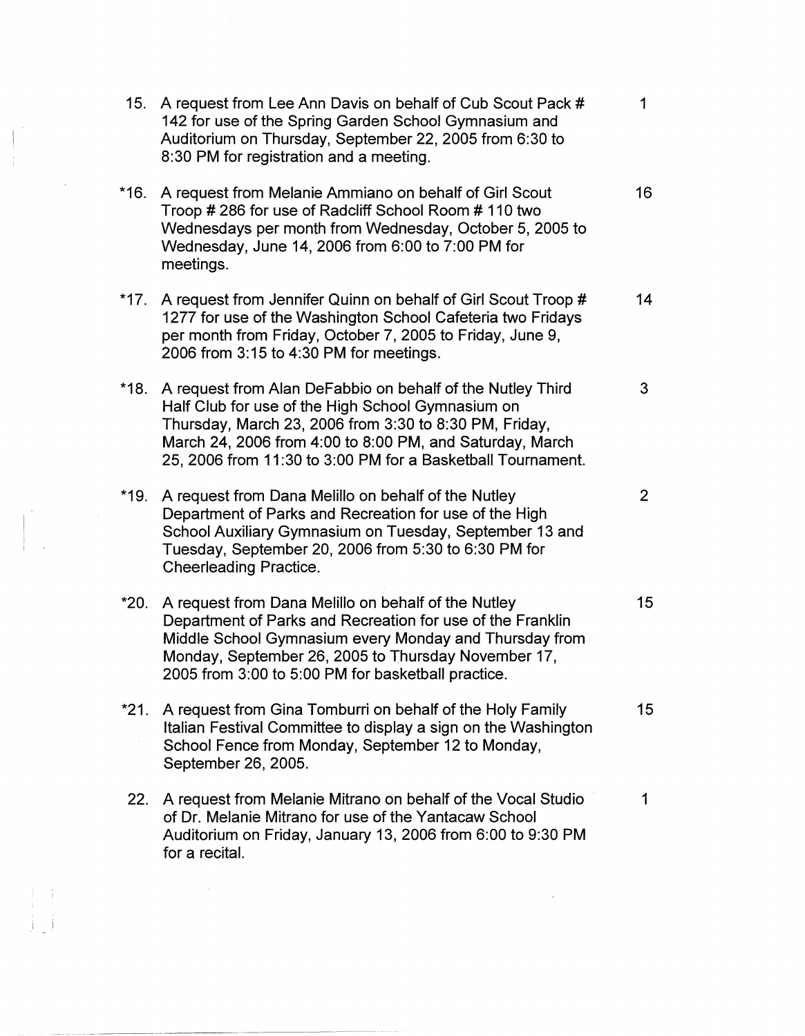15. A request from Lee Ann Davis on behalf of Cub Scout Pack # 142 for use of the Spring Garden School Gymnasium and Auditorium on Thursday, September 22, 2005 from 6:30 to 8:30 PM for registration and a meeting. — 1

*16. A request from Melanie Ammiano on behalf of Girl Scout Troop # 286 for use of Radcliff School Room # 110 two Wednesdays per month from Wednesday, October 5, 2005 to Wednesday, June 14, 2006 from 6:00 to 7:00 PM for meetings. — 16

*17. A request from Jennifer Quinn on behalf of Girl Scout Troop # 1277 for use of the Washington School Cafeteria two Fridays per month from Friday, October 7, 2005 to Friday, June 9, 2006 from 3:15 to 4:30 PM for meetings. — 14

*18. A request from Alan DeFabbio on behalf of the Nutley Third Half Club for use of the High School Gymnasium on Thursday, March 23, 2006 from 3:30 to 8:30 PM, Friday, March 24, 2006 from 4:00 to 8:00 PM, and Saturday, March 25, 2006 from 11:30 to 3:00 PM for a Basketball Tournament. — 3

*19. A request from Dana Melillo on behalf of the Nutley Department of Parks and Recreation for use of the High School Auxiliary Gymnasium on Tuesday, September 13 and Tuesday, September 20, 2006 from 5:30 to 6:30 PM for Cheerleading Practice. — 2

*20. A request from Dana Melillo on behalf of the Nutley Department of Parks and Recreation for use of the Franklin Middle School Gymnasium every Monday and Thursday from Monday, September 26, 2005 to Thursday November 17, 2005 from 3:00 to 5:00 PM for basketball practice. — 15

*21. A request from Gina Tomburri on behalf of the Holy Family Italian Festival Committee to display a sign on the Washington School Fence from Monday, September 12 to Monday, September 26, 2005. — 15

22. A request from Melanie Mitrano on behalf of the Vocal Studio of Dr. Melanie Mitrano for use of the Yantacaw School Auditorium on Friday, January 13, 2006 from 6:00 to 9:30 PM for a recital. — 1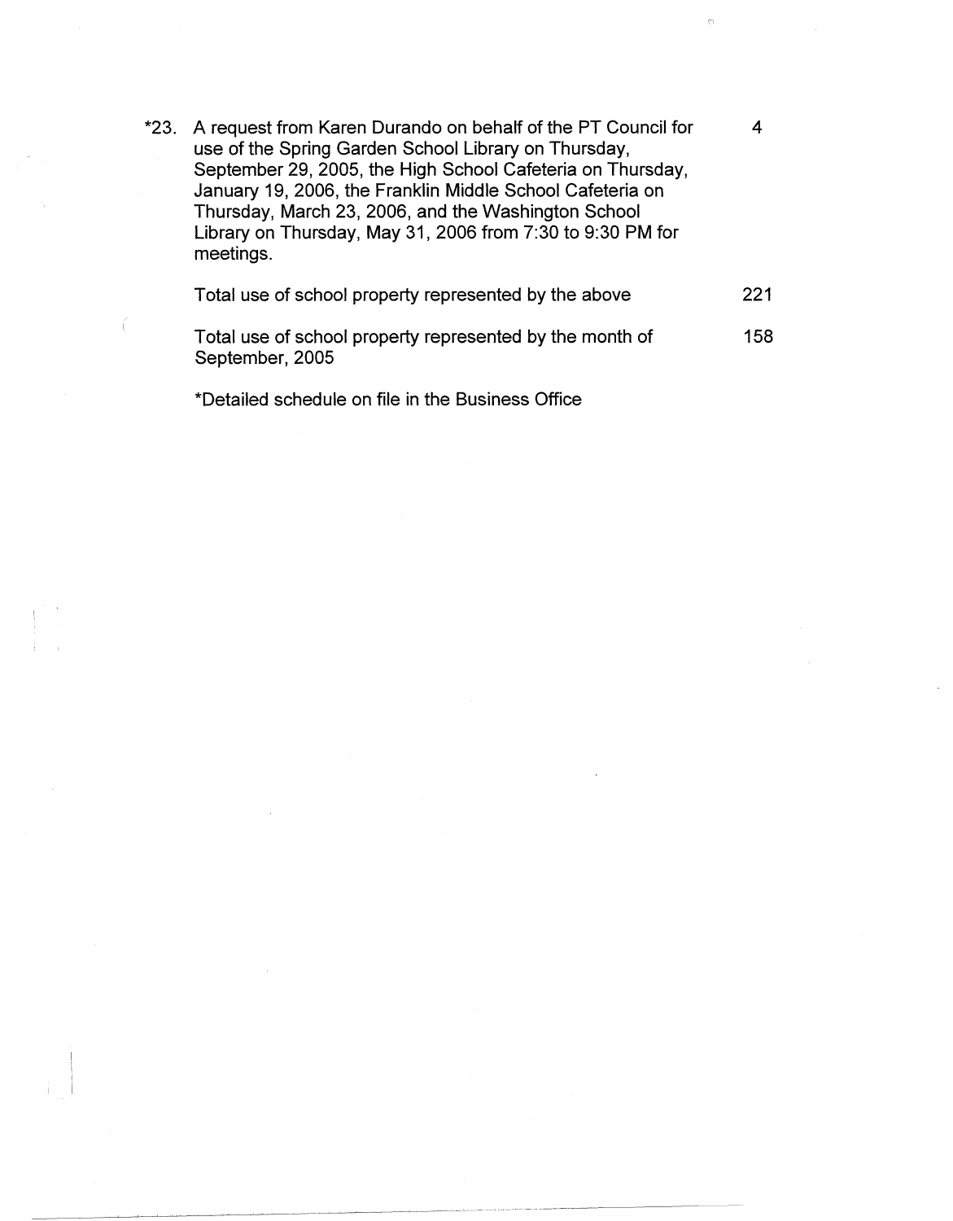| | |
|---|---|
| *23. A request from Karen Durando on behalf of the PT Council for use of the Spring Garden School Library on Thursday, September 29, 2005, the High School Cafeteria on Thursday, January 19, 2006, the Franklin Middle School Cafeteria on Thursday, March 23, 2006, and the Washington School Library on Thursday, May 31, 2006 from 7:30 to 9:30 PM for meetings. | 4 |
| Total use of school property represented by the above | 221 |
| Total use of school property represented by the month of September, 2005 | 158 |

*Detailed schedule on file in the Business Office